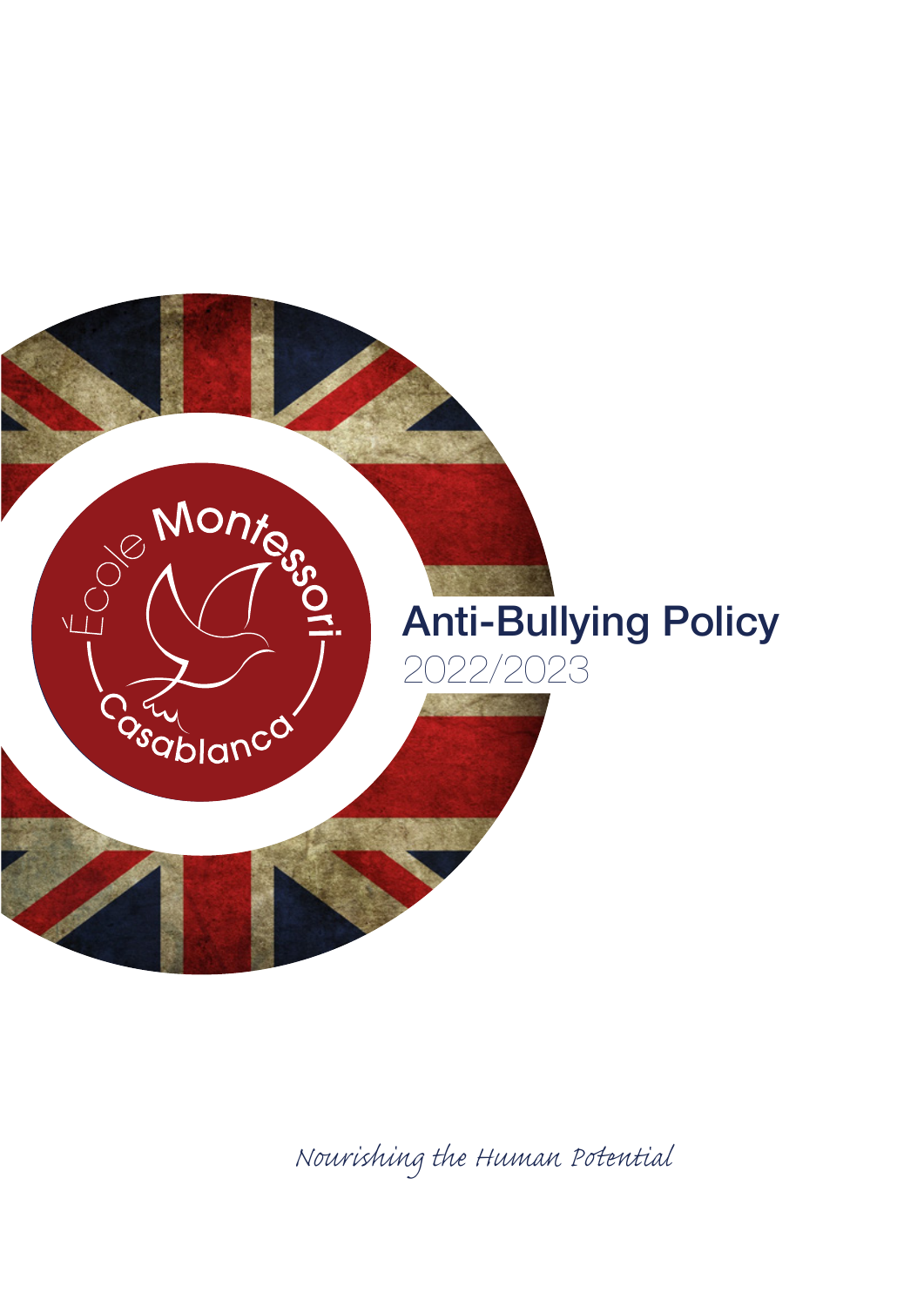École Montessori Casablanca

# Anti-Bullying Policy

2022/2023

*Nourishing the Human Potential*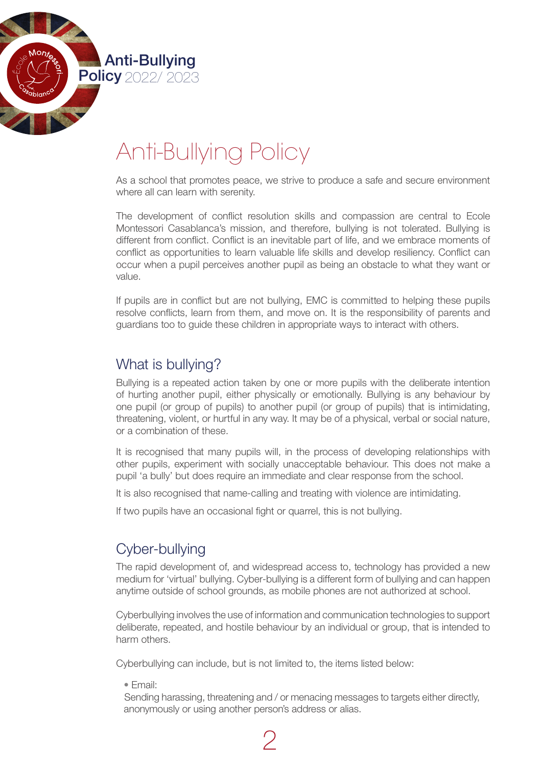# Anti-Bullying Policy

As a school that promotes peace, we strive to produce a safe and secure environment where all can learn with serenity.

The development of conflict resolution skills and compassion are central to Ecole Montessori Casablanca's mission, and therefore, bullying is not tolerated. Bullying is different from conflict. Conflict is an inevitable part of life, and we embrace moments of conflict as opportunities to learn valuable life skills and develop resiliency. Conflict can occur when a pupil perceives another pupil as being an obstacle to what they want or value.

If pupils are in conflict but are not bullying, EMC is committed to helping these pupils resolve conflicts, learn from them, and move on. It is the responsibility of parents and guardians too to guide these children in appropriate ways to interact with others.

## What is bullying?

Bullying is a repeated action taken by one or more pupils with the deliberate intention of hurting another pupil, either physically or emotionally. Bullying is any behaviour by one pupil (or group of pupils) to another pupil (or group of pupils) that is intimidating, threatening, violent, or hurtful in any way. It may be of a physical, verbal or social nature, or a combination of these.

It is recognised that many pupils will, in the process of developing relationships with other pupils, experiment with socially unacceptable behaviour. This does not make a pupil 'a bully' but does require an immediate and clear response from the school.

It is also recognised that name-calling and treating with violence are intimidating.

If two pupils have an occasional fight or quarrel, this is not bullying.

## Cyber-bullying

The rapid development of, and widespread access to, technology has provided a new medium for 'virtual' bullying. Cyber-bullying is a different form of bullying and can happen anytime outside of school grounds, as mobile phones are not authorized at school.

Cyberbullying involves the use of information and communication technologies to support deliberate, repeated, and hostile behaviour by an individual or group, that is intended to harm others.

Cyberbullying can include, but is not limited to, the items listed below:

- Email:
  Sending harassing, threatening and / or menacing messages to targets either directly, anonymously or using another person's address or alias.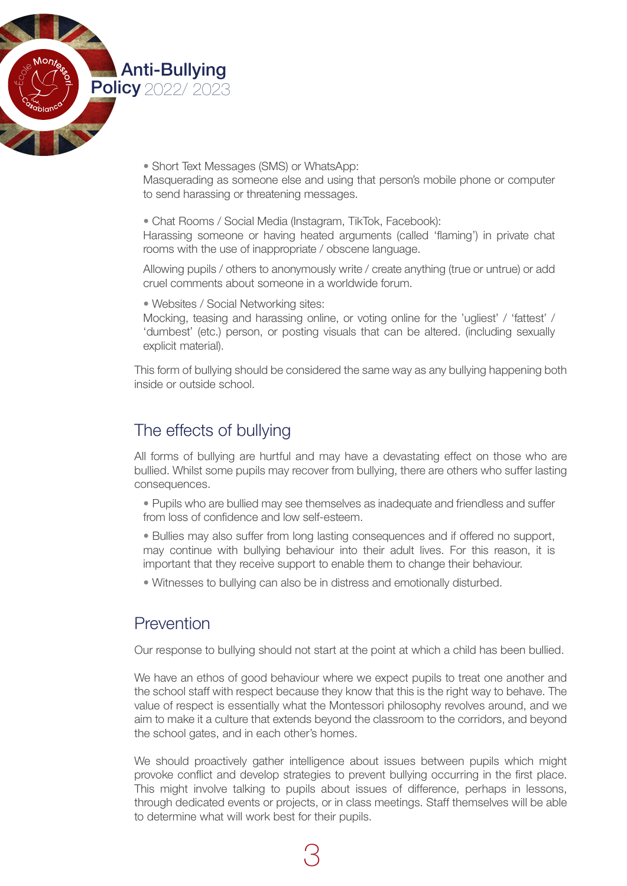• Short Text Messages (SMS) or WhatsApp:
Masquerading as someone else and using that person's mobile phone or computer to send harassing or threatening messages.

• Chat Rooms / Social Media (Instagram, TikTok, Facebook):
Harassing someone or having heated arguments (called 'flaming') in private chat rooms with the use of inappropriate / obscene language.

Allowing pupils / others to anonymously write / create anything (true or untrue) or add cruel comments about someone in a worldwide forum.

• Websites / Social Networking sites:
Mocking, teasing and harassing online, or voting online for the 'ugliest' / 'fattest' / 'dumbest' (etc.) person, or posting visuals that can be altered. (including sexually explicit material).

This form of bullying should be considered the same way as any bullying happening both inside or outside school.

## The effects of bullying

All forms of bullying are hurtful and may have a devastating effect on those who are bullied. Whilst some pupils may recover from bullying, there are others who suffer lasting consequences.

- Pupils who are bullied may see themselves as inadequate and friendless and suffer from loss of confidence and low self-esteem.
- Bullies may also suffer from long lasting consequences and if offered no support, may continue with bullying behaviour into their adult lives. For this reason, it is important that they receive support to enable them to change their behaviour.
- Witnesses to bullying can also be in distress and emotionally disturbed.

## Prevention

Our response to bullying should not start at the point at which a child has been bullied.

We have an ethos of good behaviour where we expect pupils to treat one another and the school staff with respect because they know that this is the right way to behave. The value of respect is essentially what the Montessori philosophy revolves around, and we aim to make it a culture that extends beyond the classroom to the corridors, and beyond the school gates, and in each other's homes.

We should proactively gather intelligence about issues between pupils which might provoke conflict and develop strategies to prevent bullying occurring in the first place. This might involve talking to pupils about issues of difference, perhaps in lessons, through dedicated events or projects, or in class meetings. Staff themselves will be able to determine what will work best for their pupils.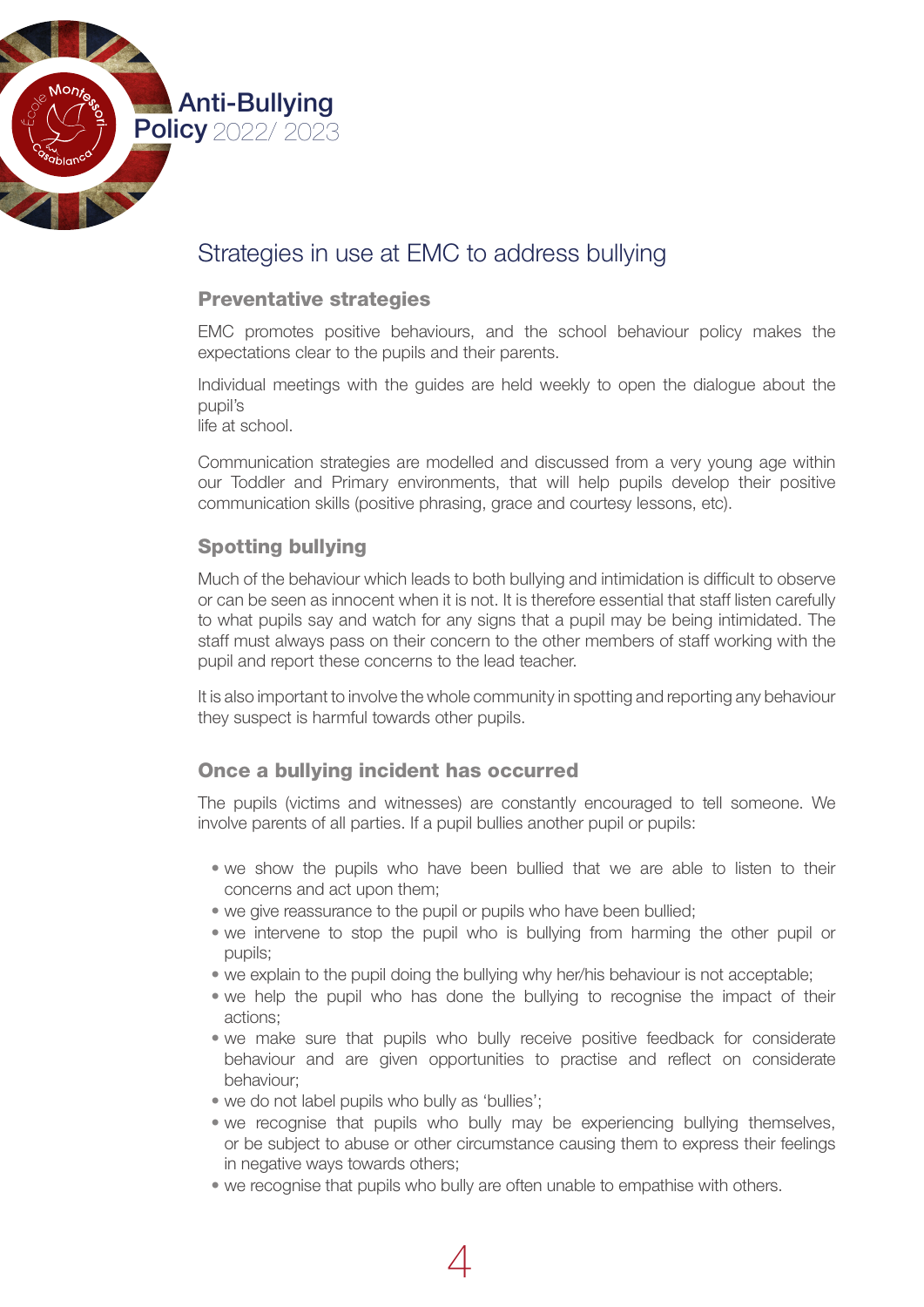## Strategies in use at EMC to address bullying

### Preventative strategies

EMC promotes positive behaviours, and the school behaviour policy makes the expectations clear to the pupils and their parents.

Individual meetings with the guides are held weekly to open the dialogue about the pupil's life at school.

Communication strategies are modelled and discussed from a very young age within our Toddler and Primary environments, that will help pupils develop their positive communication skills (positive phrasing, grace and courtesy lessons, etc).

### Spotting bullying

Much of the behaviour which leads to both bullying and intimidation is difficult to observe or can be seen as innocent when it is not. It is therefore essential that staff listen carefully to what pupils say and watch for any signs that a pupil may be being intimidated. The staff must always pass on their concern to the other members of staff working with the pupil and report these concerns to the lead teacher.

It is also important to involve the whole community in spotting and reporting any behaviour they suspect is harmful towards other pupils.

### Once a bullying incident has occurred

The pupils (victims and witnesses) are constantly encouraged to tell someone. We involve parents of all parties. If a pupil bullies another pupil or pupils:

- we show the pupils who have been bullied that we are able to listen to their concerns and act upon them;
- we give reassurance to the pupil or pupils who have been bullied;
- we intervene to stop the pupil who is bullying from harming the other pupil or pupils;
- we explain to the pupil doing the bullying why her/his behaviour is not acceptable;
- we help the pupil who has done the bullying to recognise the impact of their actions;
- we make sure that pupils who bully receive positive feedback for considerate behaviour and are given opportunities to practise and reflect on considerate behaviour;
- we do not label pupils who bully as 'bullies';
- we recognise that pupils who bully may be experiencing bullying themselves, or be subject to abuse or other circumstance causing them to express their feelings in negative ways towards others;
- we recognise that pupils who bully are often unable to empathise with others.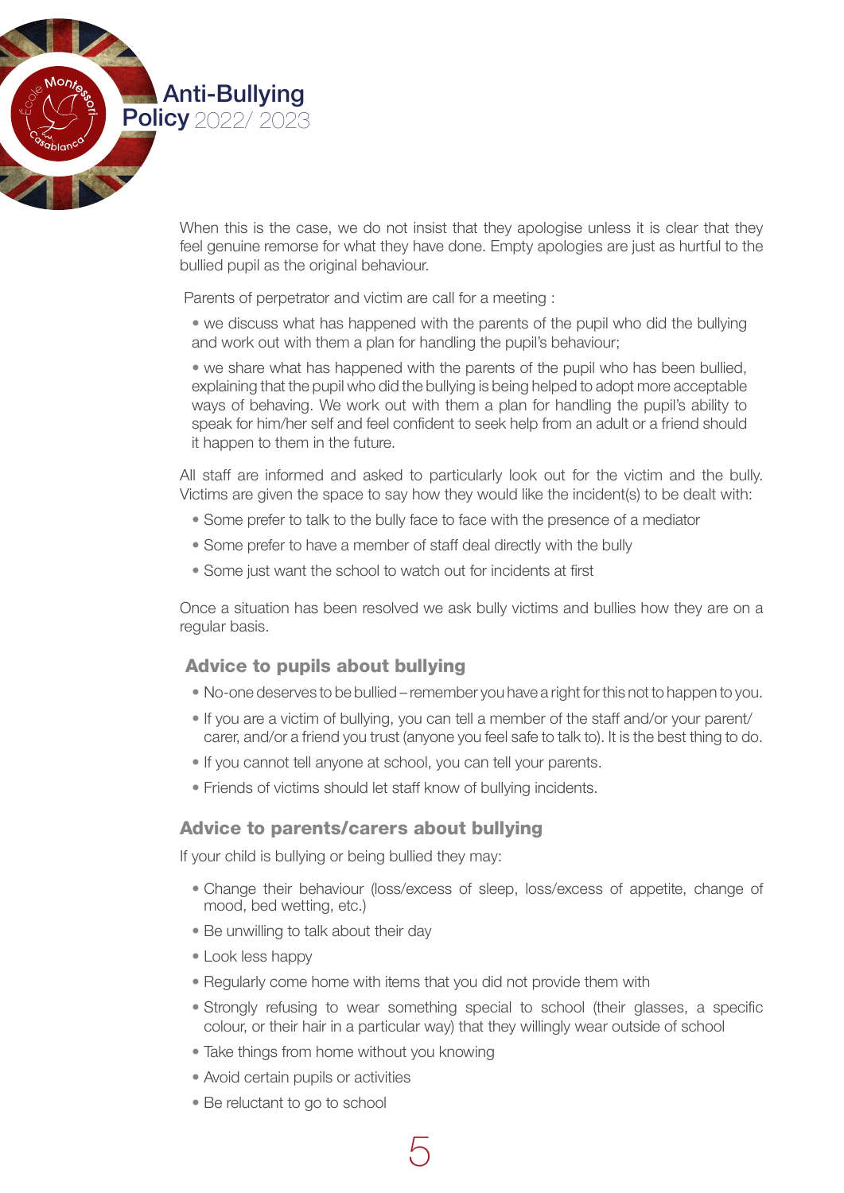When this is the case, we do not insist that they apologise unless it is clear that they feel genuine remorse for what they have done. Empty apologies are just as hurtful to the bullied pupil as the original behaviour.

Parents of perpetrator and victim are call for a meeting :

- we discuss what has happened with the parents of the pupil who did the bullying and work out with them a plan for handling the pupil's behaviour;
- we share what has happened with the parents of the pupil who has been bullied, explaining that the pupil who did the bullying is being helped to adopt more acceptable ways of behaving. We work out with them a plan for handling the pupil's ability to speak for him/her self and feel confident to seek help from an adult or a friend should it happen to them in the future.

All staff are informed and asked to particularly look out for the victim and the bully. Victims are given the space to say how they would like the incident(s) to be dealt with:

- Some prefer to talk to the bully face to face with the presence of a mediator
- Some prefer to have a member of staff deal directly with the bully
- Some just want the school to watch out for incidents at first

Once a situation has been resolved we ask bully victims and bullies how they are on a regular basis.

## Advice to pupils about bullying

- No-one deserves to be bullied – remember you have a right for this not to happen to you.
- If you are a victim of bullying, you can tell a member of the staff and/or your parent/carer, and/or a friend you trust (anyone you feel safe to talk to). It is the best thing to do.
- If you cannot tell anyone at school, you can tell your parents.
- Friends of victims should let staff know of bullying incidents.

## Advice to parents/carers about bullying

If your child is bullying or being bullied they may:

- Change their behaviour (loss/excess of sleep, loss/excess of appetite, change of mood, bed wetting, etc.)
- Be unwilling to talk about their day
- Look less happy
- Regularly come home with items that you did not provide them with
- Strongly refusing to wear something special to school (their glasses, a specific colour, or their hair in a particular way) that they willingly wear outside of school
- Take things from home without you knowing
- Avoid certain pupils or activities
- Be reluctant to go to school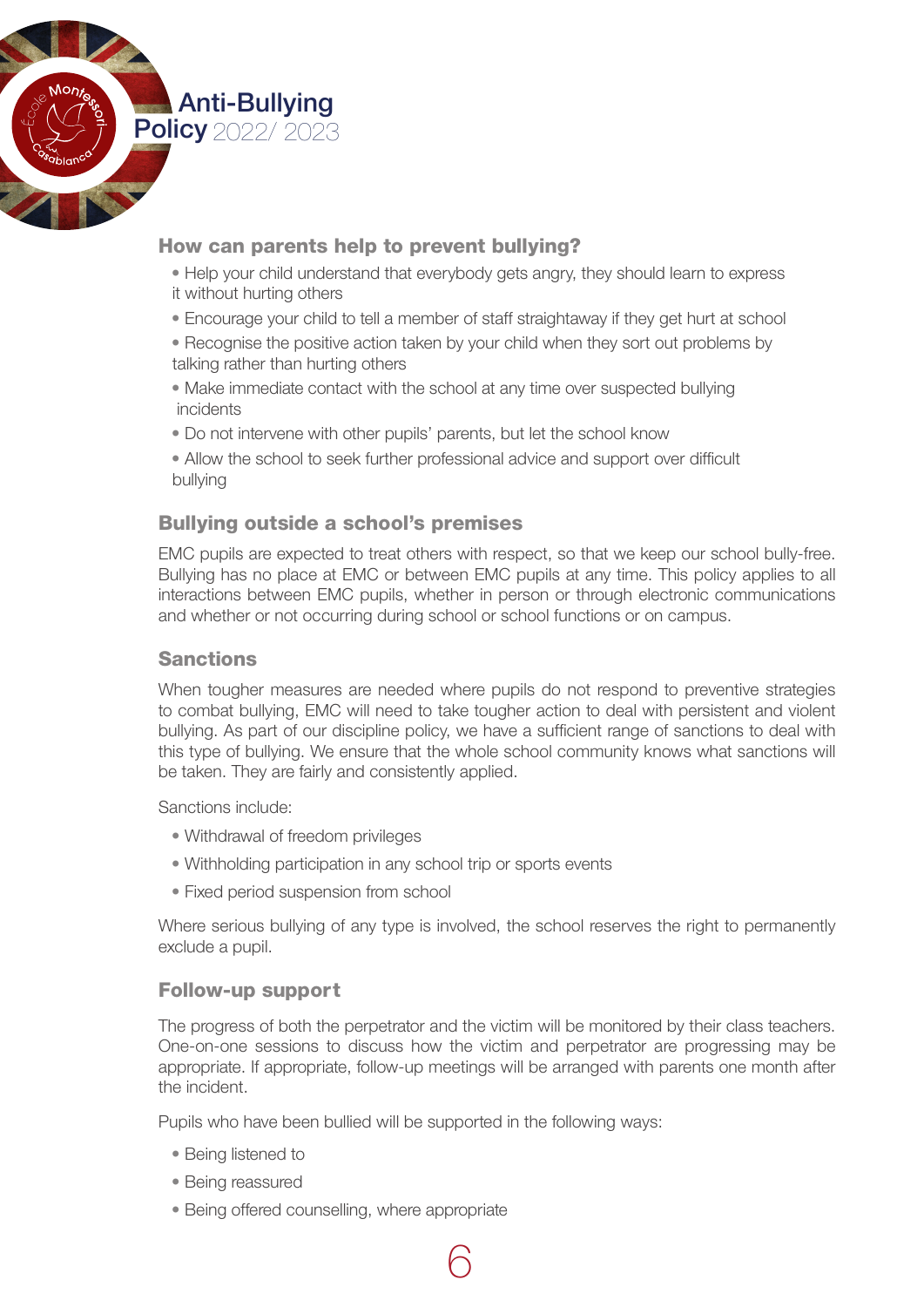## How can parents help to prevent bullying?

- Help your child understand that everybody gets angry, they should learn to express it without hurting others
- Encourage your child to tell a member of staff straightaway if they get hurt at school
- Recognise the positive action taken by your child when they sort out problems by talking rather than hurting others
- Make immediate contact with the school at any time over suspected bullying incidents
- Do not intervene with other pupils' parents, but let the school know
- Allow the school to seek further professional advice and support over difficult bullying

## Bullying outside a school's premises

EMC pupils are expected to treat others with respect, so that we keep our school bully-free. Bullying has no place at EMC or between EMC pupils at any time. This policy applies to all interactions between EMC pupils, whether in person or through electronic communications and whether or not occurring during school or school functions or on campus.

## Sanctions

When tougher measures are needed where pupils do not respond to preventive strategies to combat bullying, EMC will need to take tougher action to deal with persistent and violent bullying. As part of our discipline policy, we have a sufficient range of sanctions to deal with this type of bullying. We ensure that the whole school community knows what sanctions will be taken. They are fairly and consistently applied.

Sanctions include:

- Withdrawal of freedom privileges
- Withholding participation in any school trip or sports events
- Fixed period suspension from school

Where serious bullying of any type is involved, the school reserves the right to permanently exclude a pupil.

## Follow-up support

The progress of both the perpetrator and the victim will be monitored by their class teachers. One-on-one sessions to discuss how the victim and perpetrator are progressing may be appropriate. If appropriate, follow-up meetings will be arranged with parents one month after the incident.

Pupils who have been bullied will be supported in the following ways:

- Being listened to
- Being reassured
- Being offered counselling, where appropriate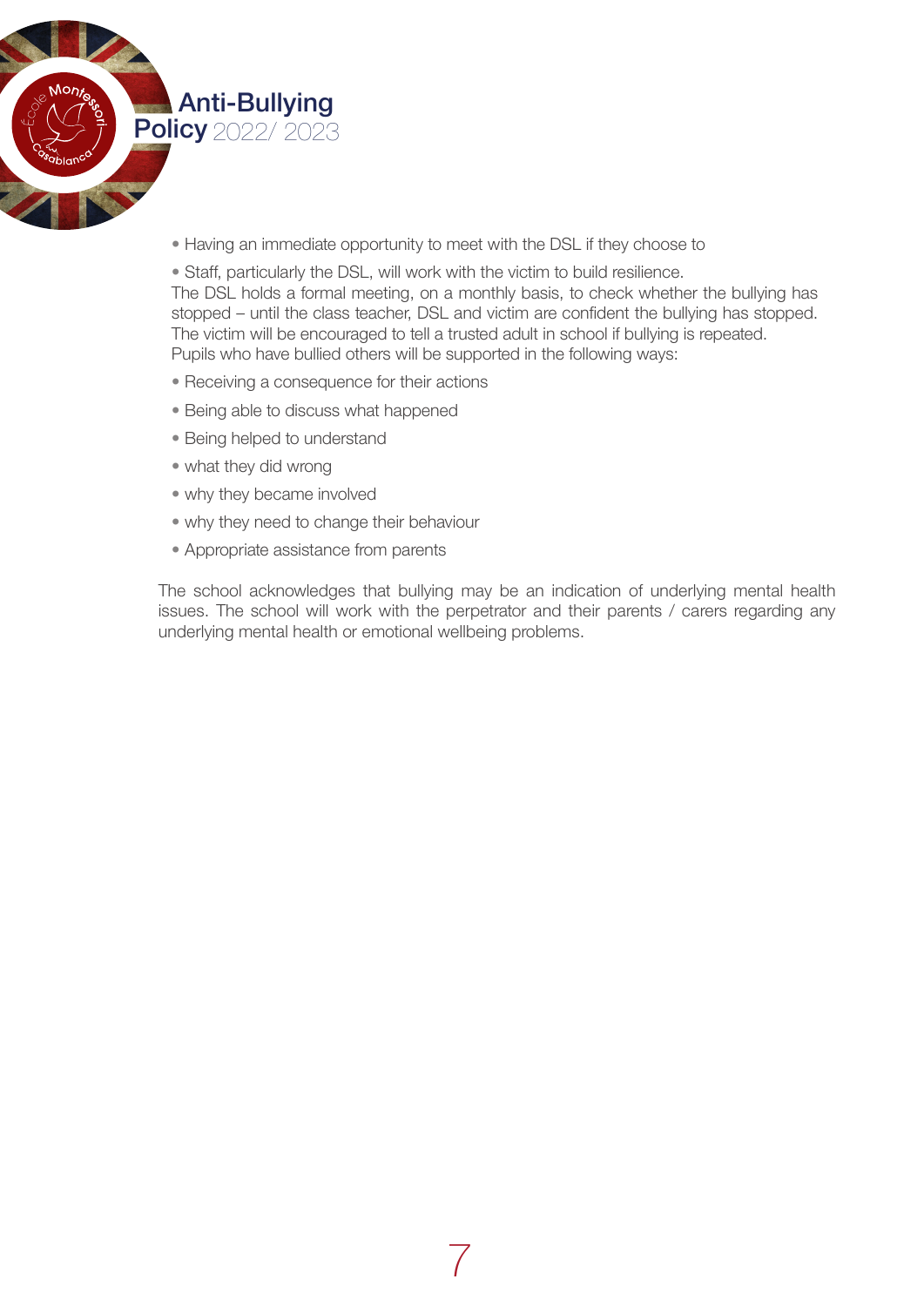- Having an immediate opportunity to meet with the DSL if they choose to
- Staff, particularly the DSL, will work with the victim to build resilience.

The DSL holds a formal meeting, on a monthly basis, to check whether the bullying has stopped – until the class teacher, DSL and victim are confident the bullying has stopped. The victim will be encouraged to tell a trusted adult in school if bullying is repeated. Pupils who have bullied others will be supported in the following ways:

- Receiving a consequence for their actions
- Being able to discuss what happened
- Being helped to understand
- what they did wrong
- why they became involved
- why they need to change their behaviour
- Appropriate assistance from parents

The school acknowledges that bullying may be an indication of underlying mental health issues. The school will work with the perpetrator and their parents / carers regarding any underlying mental health or emotional wellbeing problems.